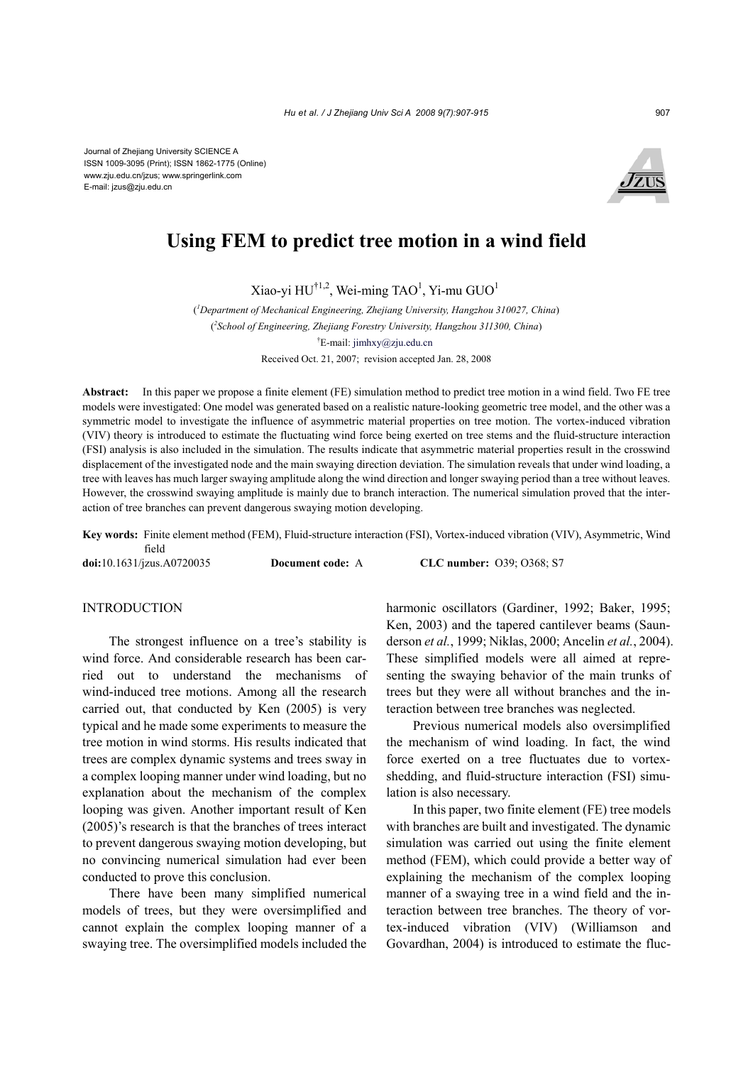Journal of Zhejiang University SCIENCE A
ISSN 1009-3095 (Print); ISSN 1862-1775 (Online)
www.zju.edu.cn/jzus; www.springerlink.com
E-mail: jzus@zju.edu.cn

# Using FEM to predict tree motion in a wind field

Xiao-yi HU[†1,2], Wei-ming TAO[1], Yi-mu GUO[1]

([1]Department of Mechanical Engineering, Zhejiang University, Hangzhou 310027, China)

([2]School of Engineering, Zhejiang Forestry University, Hangzhou 311300, China)

[†]E-mail: jimhxy@zju.edu.cn

Received Oct. 21, 2007; revision accepted Jan. 28, 2008

**Abstract:** In this paper we propose a finite element (FE) simulation method to predict tree motion in a wind field. Two FE tree models were investigated: One model was generated based on a realistic nature-looking geometric tree model, and the other was a symmetric model to investigate the influence of asymmetric material properties on tree motion. The vortex-induced vibration (VIV) theory is introduced to estimate the fluctuating wind force being exerted on tree stems and the fluid-structure interaction (FSI) analysis is also included in the simulation. The results indicate that asymmetric material properties result in the crosswind displacement of the investigated node and the main swaying direction deviation. The simulation reveals that under wind loading, a tree with leaves has much larger swaying amplitude along the wind direction and longer swaying period than a tree without leaves. However, the crosswind swaying amplitude is mainly due to branch interaction. The numerical simulation proved that the interaction of tree branches can prevent dangerous swaying motion developing.

**Key words:** Finite element method (FEM), Fluid-structure interaction (FSI), Vortex-induced vibration (VIV), Asymmetric, Wind field

**doi:**10.1631/jzus.A0720035 **Document code:** A **CLC number:** O39; O368; S7

## INTRODUCTION

The strongest influence on a tree's stability is wind force. And considerable research has been carried out to understand the mechanisms of wind-induced tree motions. Among all the research carried out, that conducted by Ken (2005) is very typical and he made some experiments to measure the tree motion in wind storms. His results indicated that trees are complex dynamic systems and trees sway in a complex looping manner under wind loading, but no explanation about the mechanism of the complex looping was given. Another important result of Ken (2005)'s research is that the branches of trees interact to prevent dangerous swaying motion developing, but no convincing numerical simulation had ever been conducted to prove this conclusion.

There have been many simplified numerical models of trees, but they were oversimplified and cannot explain the complex looping manner of a swaying tree. The oversimplified models included the harmonic oscillators (Gardiner, 1992; Baker, 1995; Ken, 2003) and the tapered cantilever beams (Saunderson *et al.*, 1999; Niklas, 2000; Ancelin *et al.*, 2004). These simplified models were all aimed at representing the swaying behavior of the main trunks of trees but they were all without branches and the interaction between tree branches was neglected.

Previous numerical models also oversimplified the mechanism of wind loading. In fact, the wind force exerted on a tree fluctuates due to vortex-shedding, and fluid-structure interaction (FSI) simulation is also necessary.

In this paper, two finite element (FE) tree models with branches are built and investigated. The dynamic simulation was carried out using the finite element method (FEM), which could provide a better way of explaining the mechanism of the complex looping manner of a swaying tree in a wind field and the interaction between tree branches. The theory of vortex-induced vibration (VIV) (Williamson and Govardhan, 2004) is introduced to estimate the fluc-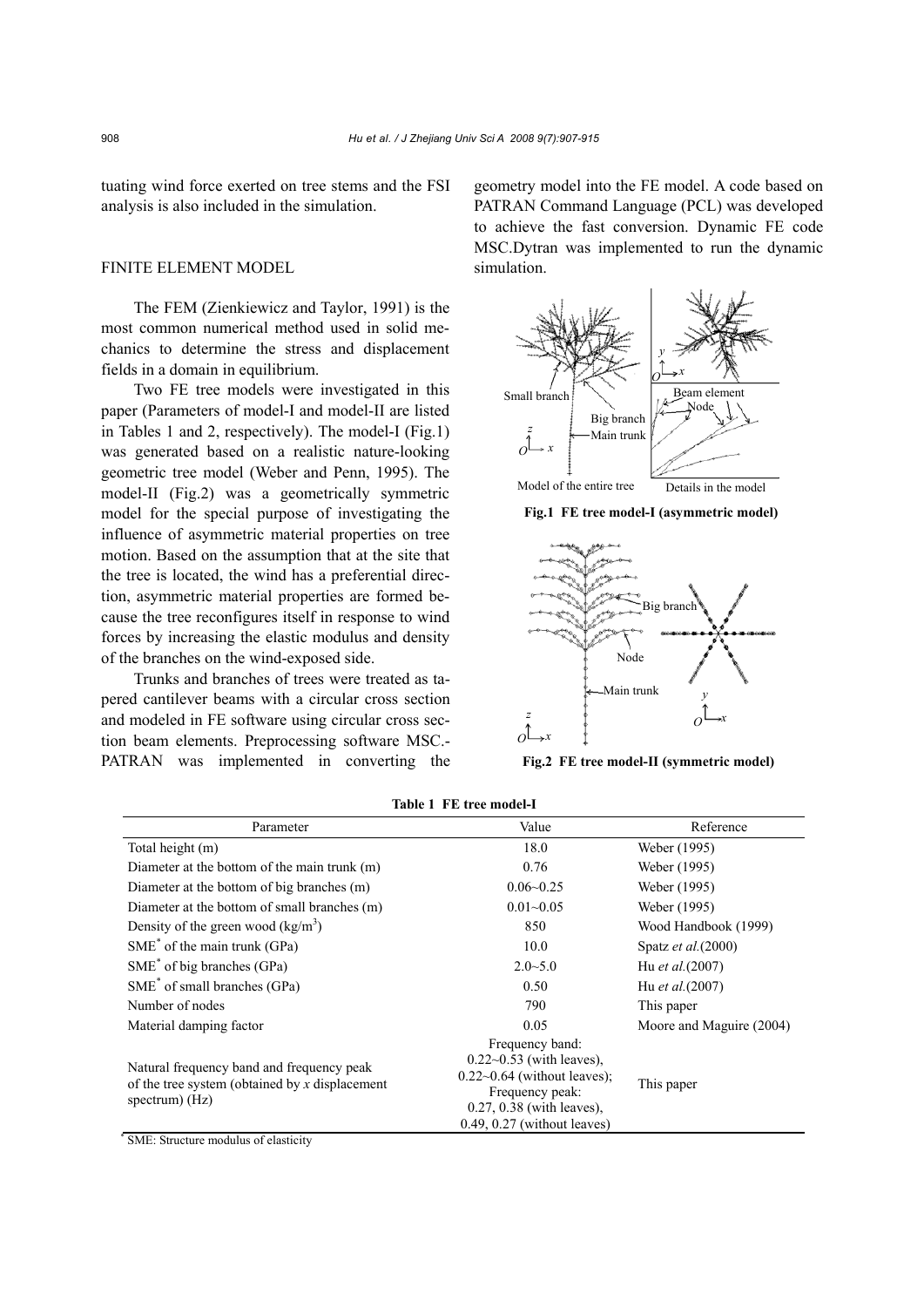tuating wind force exerted on tree stems and the FSI analysis is also included in the simulation.

## FINITE ELEMENT MODEL

The FEM (Zienkiewicz and Taylor, 1991) is the most common numerical method used in solid mechanics to determine the stress and displacement fields in a domain in equilibrium.

Two FE tree models were investigated in this paper (Parameters of model-I and model-II are listed in Tables 1 and 2, respectively). The model-I (Fig.1) was generated based on a realistic nature-looking geometric tree model (Weber and Penn, 1995). The model-II (Fig.2) was a geometrically symmetric model for the special purpose of investigating the influence of asymmetric material properties on tree motion. Based on the assumption that at the site that the tree is located, the wind has a preferential direction, asymmetric material properties are formed because the tree reconfigures itself in response to wind forces by increasing the elastic modulus and density of the branches on the wind-exposed side.

Trunks and branches of trees were treated as tapered cantilever beams with a circular cross section and modeled in FE software using circular cross section beam elements. Preprocessing software MSC.-PATRAN was implemented in converting the geometry model into the FE model. A code based on PATRAN Command Language (PCL) was developed to achieve the fast conversion. Dynamic FE code MSC.Dytran was implemented to run the dynamic simulation.

**Fig.1 FE tree model-I (asymmetric model)**

**Fig.2 FE tree model-II (symmetric model)**

**Table 1 FE tree model-I**

| Parameter | Value | Reference |
|---|---|---|
| Total height (m) | 18.0 | Weber (1995) |
| Diameter at the bottom of the main trunk (m) | 0.76 | Weber (1995) |
| Diameter at the bottom of big branches (m) | 0.06~0.25 | Weber (1995) |
| Diameter at the bottom of small branches (m) | 0.01~0.05 | Weber (1995) |
| Density of the green wood (kg/m$^3$) | 850 | Wood Handbook (1999) |
| SME* of the main trunk (GPa) | 10.0 | Spatz *et al.*(2000) |
| SME* of big branches (GPa) | 2.0~5.0 | Hu *et al.*(2007) |
| SME* of small branches (GPa) | 0.50 | Hu *et al.*(2007) |
| Number of nodes | 790 | This paper |
| Material damping factor | 0.05 | Moore and Maguire (2004) |
| Natural frequency band and frequency peak of the tree system (obtained by *x* displacement spectrum) (Hz) | Frequency band: 0.22~0.53 (with leaves), 0.22~0.64 (without leaves); Frequency peak: 0.27, 0.38 (with leaves), 0.49, 0.27 (without leaves) | This paper |

\* SME: Structure modulus of elasticity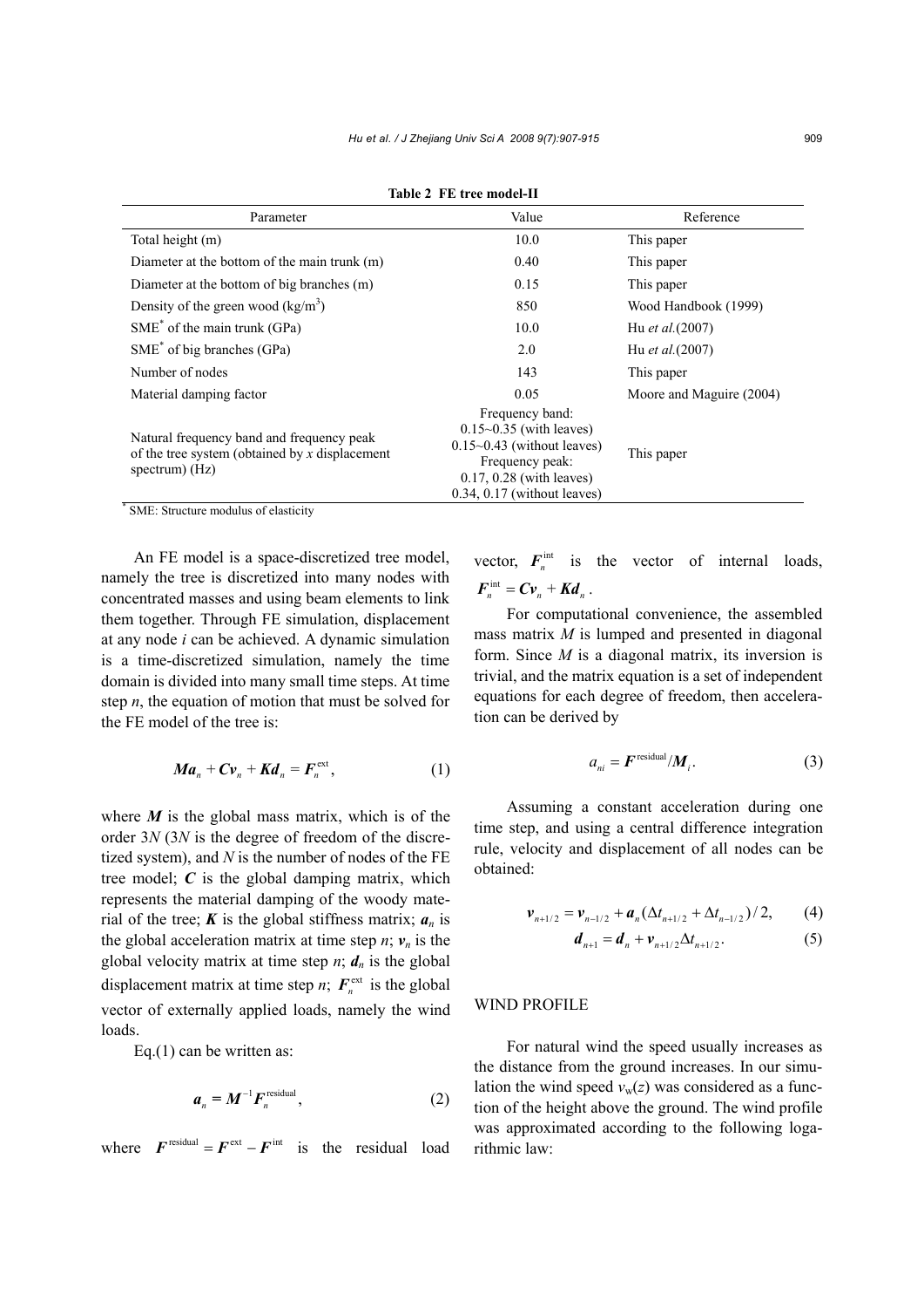**Table 2 FE tree model-II**

| Parameter | Value | Reference |
|---|---|---|
| Total height (m) | 10.0 | This paper |
| Diameter at the bottom of the main trunk (m) | 0.40 | This paper |
| Diameter at the bottom of big branches (m) | 0.15 | This paper |
| Density of the green wood (kg/m$^3$) | 850 | Wood Handbook (1999) |
| SME* of the main trunk (GPa) | 10.0 | Hu *et al.*(2007) |
| SME* of big branches (GPa) | 2.0 | Hu *et al.*(2007) |
| Number of nodes | 143 | This paper |
| Material damping factor | 0.05 | Moore and Maguire (2004) |
| Natural frequency band and frequency peak of the tree system (obtained by *x* displacement spectrum) (Hz) | Frequency band: 0.15~0.35 (with leaves) 0.15~0.43 (without leaves) Frequency peak: 0.17, 0.28 (with leaves) 0.34, 0.17 (without leaves) | This paper |

\* SME: Structure modulus of elasticity

An FE model is a space-discretized tree model, namely the tree is discretized into many nodes with concentrated masses and using beam elements to link them together. Through FE simulation, displacement at any node *i* can be achieved. A dynamic simulation is a time-discretized simulation, namely the time domain is divided into many small time steps. At time step *n*, the equation of motion that must be solved for the FE model of the tree is:

$$\boldsymbol{M}\boldsymbol{a}_n + \boldsymbol{C}\boldsymbol{v}_n + \boldsymbol{K}\boldsymbol{d}_n = \boldsymbol{F}_n^{\text{ext}}, \tag{1}$$

where $\boldsymbol{M}$ is the global mass matrix, which is of the order $3N$ ($3N$ is the degree of freedom of the discretized system), and $N$ is the number of nodes of the FE tree model; $\boldsymbol{C}$ is the global damping matrix, which represents the material damping of the woody material of the tree; $\boldsymbol{K}$ is the global stiffness matrix; $\boldsymbol{a}_n$ is the global acceleration matrix at time step $n$; $\boldsymbol{v}_n$ is the global velocity matrix at time step $n$; $\boldsymbol{d}_n$ is the global displacement matrix at time step $n$; $\boldsymbol{F}_n^{\text{ext}}$ is the global vector of externally applied loads, namely the wind loads.

Eq.(1) can be written as:

$$\boldsymbol{a}_n = \boldsymbol{M}^{-1}\boldsymbol{F}_n^{\text{residual}}, \tag{2}$$

where $\boldsymbol{F}^{\text{residual}} = \boldsymbol{F}^{\text{ext}} - \boldsymbol{F}^{\text{int}}$ is the residual load vector, $\boldsymbol{F}_n^{\text{int}}$ is the vector of internal loads, $\boldsymbol{F}_n^{\text{int}} = \boldsymbol{C}\boldsymbol{v}_n + \boldsymbol{K}\boldsymbol{d}_n$.

For computational convenience, the assembled mass matrix $M$ is lumped and presented in diagonal form. Since $M$ is a diagonal matrix, its inversion is trivial, and the matrix equation is a set of independent equations for each degree of freedom, then acceleration can be derived by

$$a_{ni} = \boldsymbol{F}^{\text{residual}}/\boldsymbol{M}_i. \tag{3}$$

Assuming a constant acceleration during one time step, and using a central difference integration rule, velocity and displacement of all nodes can be obtained:

$$\boldsymbol{v}_{n+1/2} = \boldsymbol{v}_{n-1/2} + \boldsymbol{a}_n(\Delta t_{n+1/2} + \Delta t_{n-1/2})/2, \tag{4}$$

$$\boldsymbol{d}_{n+1} = \boldsymbol{d}_n + \boldsymbol{v}_{n+1/2}\Delta t_{n+1/2}. \tag{5}$$

## WIND PROFILE

For natural wind the speed usually increases as the distance from the ground increases. In our simulation the wind speed $v_{\text{w}}(z)$ was considered as a function of the height above the ground. The wind profile was approximated according to the following logarithmic law: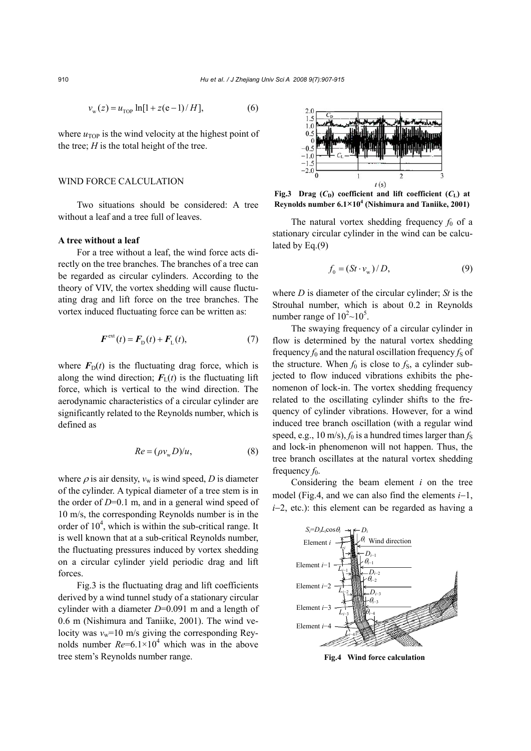$$v_w(z) = u_{TOP} \ln[1 + z(e-1)/H], \tag{6}$$

where $u_{TOP}$ is the wind velocity at the highest point of the tree; $H$ is the total height of the tree.

## WIND FORCE CALCULATION

Two situations should be considered: A tree without a leaf and a tree full of leaves.

### A tree without a leaf

For a tree without a leaf, the wind force acts directly on the tree branches. The branches of a tree can be regarded as circular cylinders. According to the theory of VIV, the vortex shedding will cause fluctuating drag and lift force on the tree branches. The vortex induced fluctuating force can be written as:

$$\boldsymbol{F}^{\text{ext}}(t) = \boldsymbol{F}_D(t) + \boldsymbol{F}_L(t), \tag{7}$$

where $\boldsymbol{F}_D(t)$ is the fluctuating drag force, which is along the wind direction; $\boldsymbol{F}_L(t)$ is the fluctuating lift force, which is vertical to the wind direction. The aerodynamic characteristics of a circular cylinder are significantly related to the Reynolds number, which is defined as

$$Re = (\rho v_w D)/u, \tag{8}$$

where $\rho$ is air density, $v_w$ is wind speed, $D$ is diameter of the cylinder. A typical diameter of a tree stem is in the order of $D$=0.1 m, and in a general wind speed of 10 m/s, the corresponding Reynolds number is in the order of $10^4$, which is within the sub-critical range. It is well known that at a sub-critical Reynolds number, the fluctuating pressures induced by vortex shedding on a circular cylinder yield periodic drag and lift forces.

Fig.3 is the fluctuating drag and lift coefficients derived by a wind tunnel study of a stationary circular cylinder with a diameter $D$=0.091 m and a length of 0.6 m (Nishimura and Taniike, 2001). The wind velocity was $v_w$=10 m/s giving the corresponding Reynolds number $Re$=$6.1\times10^4$ which was in the above tree stem's Reynolds number range.

**Fig.3 Drag ($C_D$) coefficient and lift coefficient ($C_L$) at Reynolds number $6.1\times10^4$ (Nishimura and Taniike, 2001)**

The natural vortex shedding frequency $f_0$ of a stationary circular cylinder in the wind can be calculated by Eq.(9)

$$f_0 = (St \cdot v_w)/D, \tag{9}$$

where $D$ is diameter of the circular cylinder; $St$ is the Strouhal number, which is about 0.2 in Reynolds number range of $10^2$~$10^5$.

The swaying frequency of a circular cylinder in flow is determined by the natural vortex shedding frequency $f_0$ and the natural oscillation frequency $f_S$ of the structure. When $f_0$ is close to $f_S$, a cylinder subjected to flow induced vibrations exhibits the phenomenon of lock-in. The vortex shedding frequency related to the oscillating cylinder shifts to the frequency of cylinder vibrations. However, for a wind induced tree branch oscillation (with a regular wind speed, e.g., 10 m/s), $f_0$ is a hundred times larger than $f_S$ and lock-in phenomenon will not happen. Thus, the tree branch oscillates at the natural vortex shedding frequency $f_0$.

Considering the beam element $i$ on the tree model (Fig.4, and we can also find the elements $i$−1, $i$−2, etc.): this element can be regarded as having a

**Fig.4 Wind force calculation**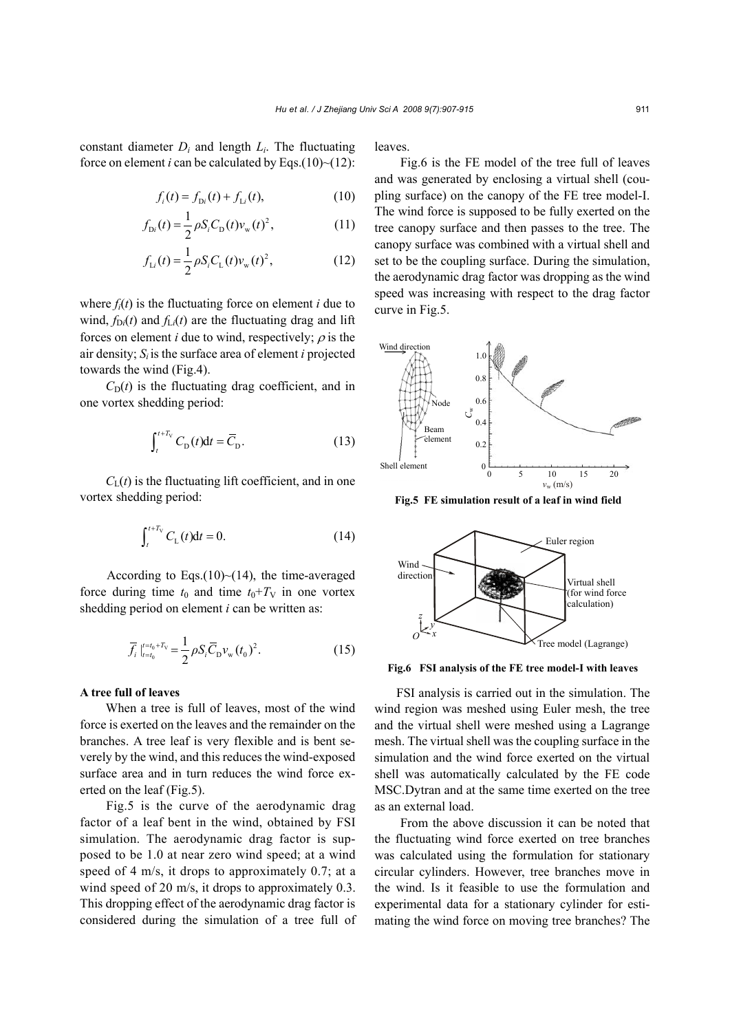constant diameter $D_i$ and length $L_i$. The fluctuating force on element *i* can be calculated by Eqs.(10)~(12):

$$f_i(t) = f_{\mathrm{D}i}(t) + f_{\mathrm{L}i}(t), \tag{10}$$

$$f_{\mathrm{D}i}(t) = \frac{1}{2}\rho S_i C_{\mathrm{D}}(t) v_{\mathrm{w}}(t)^2, \tag{11}$$

$$f_{\mathrm{L}i}(t) = \frac{1}{2}\rho S_i C_{\mathrm{L}}(t) v_{\mathrm{w}}(t)^2, \tag{12}$$

where $f_i(t)$ is the fluctuating force on element *i* due to wind, $f_{\mathrm{D}i}(t)$ and $f_{\mathrm{L}i}(t)$ are the fluctuating drag and lift forces on element *i* due to wind, respectively; $\rho$ is the air density; $S_i$ is the surface area of element *i* projected towards the wind (Fig.4).

$C_{\mathrm{D}}(t)$ is the fluctuating drag coefficient, and in one vortex shedding period:

$$\int_t^{t+T_{\mathrm{V}}} C_{\mathrm{D}}(t)\mathrm{d}t = \overline{C}_{\mathrm{D}}. \tag{13}$$

$C_{\mathrm{L}}(t)$ is the fluctuating lift coefficient, and in one vortex shedding period:

$$\int_t^{t+T_{\mathrm{V}}} C_{\mathrm{L}}(t)\mathrm{d}t = 0. \tag{14}$$

According to Eqs.(10)~(14), the time-averaged force during time $t_0$ and time $t_0+T_{\mathrm{V}}$ in one vortex shedding period on element *i* can be written as:

$$\overline{f}_i\Big|_{t=t_0}^{t=t_0+T_{\mathrm{V}}} = \frac{1}{2}\rho S_i \overline{C}_{\mathrm{D}} v_{\mathrm{w}}(t_0)^2. \tag{15}$$

**A tree full of leaves**

When a tree is full of leaves, most of the wind force is exerted on the leaves and the remainder on the branches. A tree leaf is very flexible and is bent severely by the wind, and this reduces the wind-exposed surface area and in turn reduces the wind force exerted on the leaf (Fig.5).

Fig.5 is the curve of the aerodynamic drag factor of a leaf bent in the wind, obtained by FSI simulation. The aerodynamic drag factor is supposed to be 1.0 at near zero wind speed; at a wind speed of 4 m/s, it drops to approximately 0.7; at a wind speed of 20 m/s, it drops to approximately 0.3. This dropping effect of the aerodynamic drag factor is considered during the simulation of a tree full of leaves.

Fig.6 is the FE model of the tree full of leaves and was generated by enclosing a virtual shell (coupling surface) on the canopy of the FE tree model-I. The wind force is supposed to be fully exerted on the tree canopy surface and then passes to the tree. The canopy surface was combined with a virtual shell and set to be the coupling surface. During the simulation, the aerodynamic drag factor was dropping as the wind speed was increasing with respect to the drag factor curve in Fig.5.

**Fig.5 FE simulation result of a leaf in wind field**

**Fig.6 FSI analysis of the FE tree model-I with leaves**

FSI analysis is carried out in the simulation. The wind region was meshed using Euler mesh, the tree and the virtual shell were meshed using a Lagrange mesh. The virtual shell was the coupling surface in the simulation and the wind force exerted on the virtual shell was automatically calculated by the FE code MSC.Dytran and at the same time exerted on the tree as an external load.

From the above discussion it can be noted that the fluctuating wind force exerted on tree branches was calculated using the formulation for stationary circular cylinders. However, tree branches move in the wind. Is it feasible to use the formulation and experimental data for a stationary cylinder for estimating the wind force on moving tree branches? The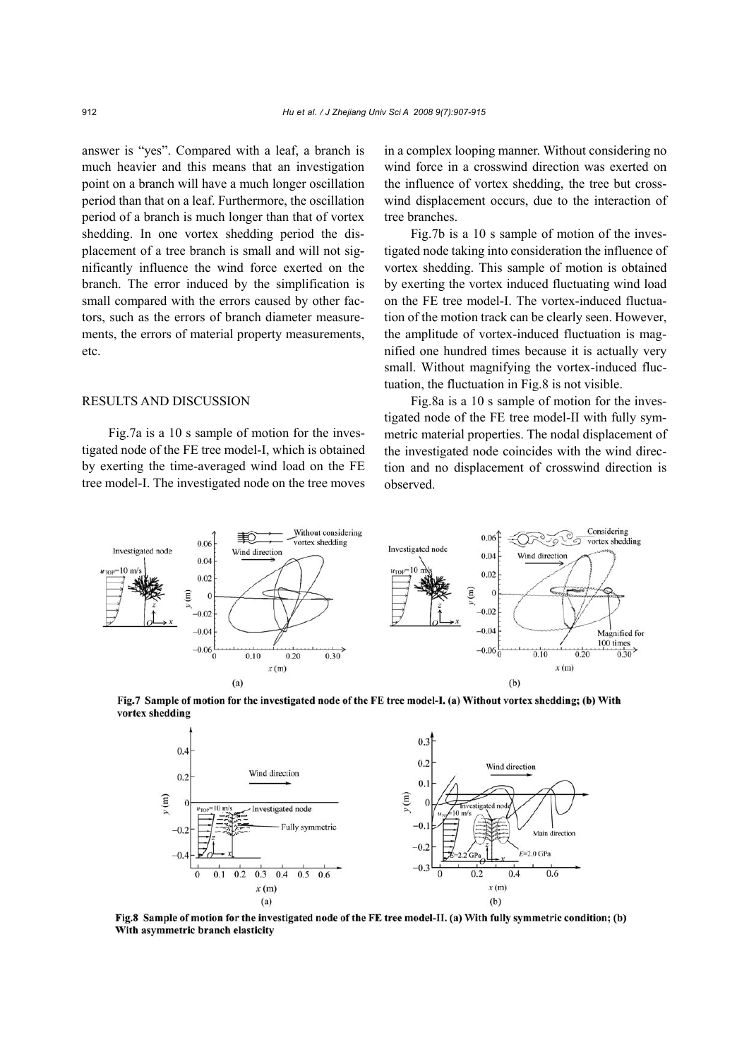answer is "yes". Compared with a leaf, a branch is much heavier and this means that an investigation point on a branch will have a much longer oscillation period than that on a leaf. Furthermore, the oscillation period of a branch is much longer than that of vortex shedding. In one vortex shedding period the displacement of a tree branch is small and will not significantly influence the wind force exerted on the branch. The error induced by the simplification is small compared with the errors caused by other factors, such as the errors of branch diameter measurements, the errors of material property measurements, etc.

## RESULTS AND DISCUSSION

Fig.7a is a 10 s sample of motion for the investigated node of the FE tree model-I, which is obtained by exerting the time-averaged wind load on the FE tree model-I. The investigated node on the tree moves in a complex looping manner. Without considering no wind force in a crosswind direction was exerted on the influence of vortex shedding, the tree but crosswind displacement occurs, due to the interaction of tree branches.

Fig.7b is a 10 s sample of motion of the investigated node taking into consideration the influence of vortex shedding. This sample of motion is obtained by exerting the vortex induced fluctuating wind load on the FE tree model-I. The vortex-induced fluctuation of the motion track can be clearly seen. However, the amplitude of vortex-induced fluctuation is magnified one hundred times because it is actually very small. Without magnifying the vortex-induced fluctuation, the fluctuation in Fig.8 is not visible.

Fig.8a is a 10 s sample of motion for the investigated node of the FE tree model-II with fully symmetric material properties. The nodal displacement of the investigated node coincides with the wind direction and no displacement of crosswind direction is observed.

**Fig.7 Sample of motion for the investigated node of the FE tree model-I. (a) Without vortex shedding; (b) With vortex shedding**

**Fig.8 Sample of motion for the investigated node of the FE tree model-II. (a) With fully symmetric condition; (b) With asymmetric branch elasticity**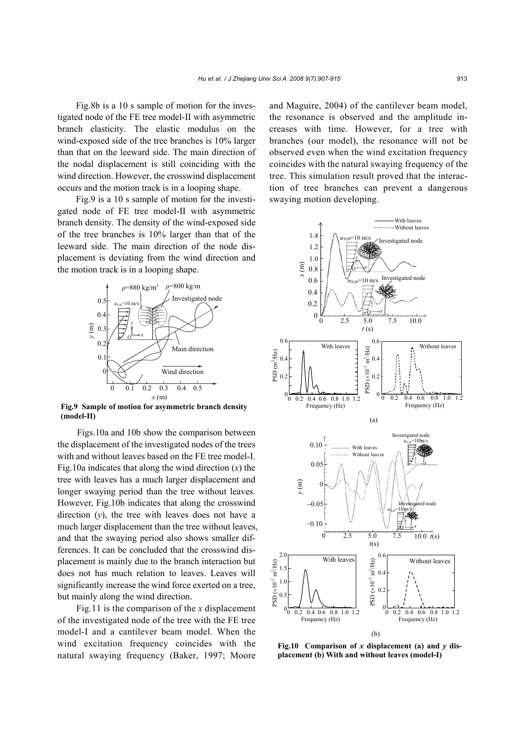Fig.8b is a 10 s sample of motion for the investigated node of the FE tree model-II with asymmetric branch elasticity. The elastic modulus on the wind-exposed side of the tree branches is 10% larger than that on the leeward side. The main direction of the nodal displacement is still coinciding with the wind direction. However, the crosswind displacement occurs and the motion track is in a looping shape.

Fig.9 is a 10 s sample of motion for the investigated node of FE tree model-II with asymmetric branch density. The density of the wind-exposed side of the tree branches is 10% larger than that of the leeward side. The main direction of the node displacement is deviating from the wind direction and the motion track is in a looping shape.

**Fig.9 Sample of motion for asymmetric branch density (model-II)**

Figs.10a and 10b show the comparison between the displacement of the investigated nodes of the trees with and without leaves based on the FE tree model-I. Fig.10a indicates that along the wind direction ($x$) the tree with leaves has a much larger displacement and longer swaying period than the tree without leaves. However, Fig.10b indicates that along the crosswind direction ($y$), the tree with leaves does not have a much larger displacement than the tree without leaves, and that the swaying period also shows smaller differences. It can be concluded that the crosswind displacement is mainly due to the branch interaction but does not has much relation to leaves. Leaves will significantly increase the wind force exerted on a tree, but mainly along the wind direction.

Fig.11 is the comparison of the $x$ displacement of the investigated node of the tree with the FE tree model-I and a cantilever beam model. When the wind excitation frequency coincides with the natural swaying frequency (Baker, 1997; Moore and Maguire, 2004) of the cantilever beam model, the resonance is observed and the amplitude increases with time. However, for a tree with branches (our model), the resonance will not be observed even when the wind excitation frequency coincides with the natural swaying frequency of the tree. This simulation result proved that the interaction of tree branches can prevent a dangerous swaying motion developing.

**Fig.10 Comparison of $x$ displacement (a) and $y$ displacement (b) With and without leaves (model-I)**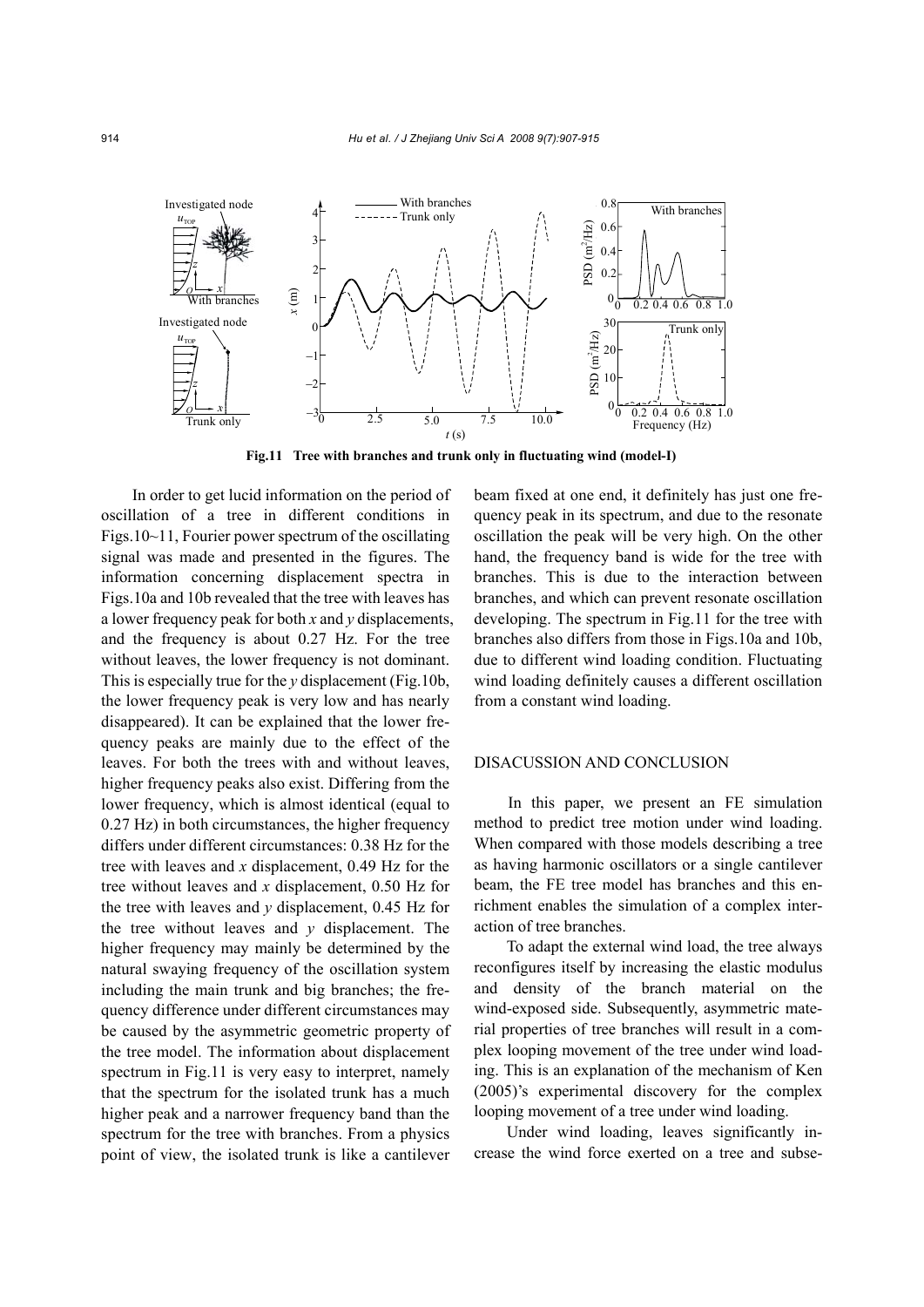Fig.11 Tree with branches and trunk only in fluctuating wind (model-I)

In order to get lucid information on the period of oscillation of a tree in different conditions in Figs.10~11, Fourier power spectrum of the oscillating signal was made and presented in the figures. The information concerning displacement spectra in Figs.10a and 10b revealed that the tree with leaves has a lower frequency peak for both $x$ and $y$ displacements, and the frequency is about 0.27 Hz. For the tree without leaves, the lower frequency is not dominant. This is especially true for the $y$ displacement (Fig.10b, the lower frequency peak is very low and has nearly disappeared). It can be explained that the lower frequency peaks are mainly due to the effect of the leaves. For both the trees with and without leaves, higher frequency peaks also exist. Differing from the lower frequency, which is almost identical (equal to 0.27 Hz) in both circumstances, the higher frequency differs under different circumstances: 0.38 Hz for the tree with leaves and $x$ displacement, 0.49 Hz for the tree without leaves and $x$ displacement, 0.50 Hz for the tree with leaves and $y$ displacement, 0.45 Hz for the tree without leaves and $y$ displacement. The higher frequency may mainly be determined by the natural swaying frequency of the oscillation system including the main trunk and big branches; the frequency difference under different circumstances may be caused by the asymmetric geometric property of the tree model. The information about displacement spectrum in Fig.11 is very easy to interpret, namely that the spectrum for the isolated trunk has a much higher peak and a narrower frequency band than the spectrum for the tree with branches. From a physics point of view, the isolated trunk is like a cantilever beam fixed at one end, it definitely has just one frequency peak in its spectrum, and due to the resonate oscillation the peak will be very high. On the other hand, the frequency band is wide for the tree with branches. This is due to the interaction between branches, and which can prevent resonate oscillation developing. The spectrum in Fig.11 for the tree with branches also differs from those in Figs.10a and 10b, due to different wind loading condition. Fluctuating wind loading definitely causes a different oscillation from a constant wind loading.

## DISACUSSION AND CONCLUSION

In this paper, we present an FE simulation method to predict tree motion under wind loading. When compared with those models describing a tree as having harmonic oscillators or a single cantilever beam, the FE tree model has branches and this enrichment enables the simulation of a complex interaction of tree branches.

To adapt the external wind load, the tree always reconfigures itself by increasing the elastic modulus and density of the branch material on the wind-exposed side. Subsequently, asymmetric material properties of tree branches will result in a complex looping movement of the tree under wind loading. This is an explanation of the mechanism of Ken (2005)'s experimental discovery for the complex looping movement of a tree under wind loading.

Under wind loading, leaves significantly increase the wind force exerted on a tree and subse-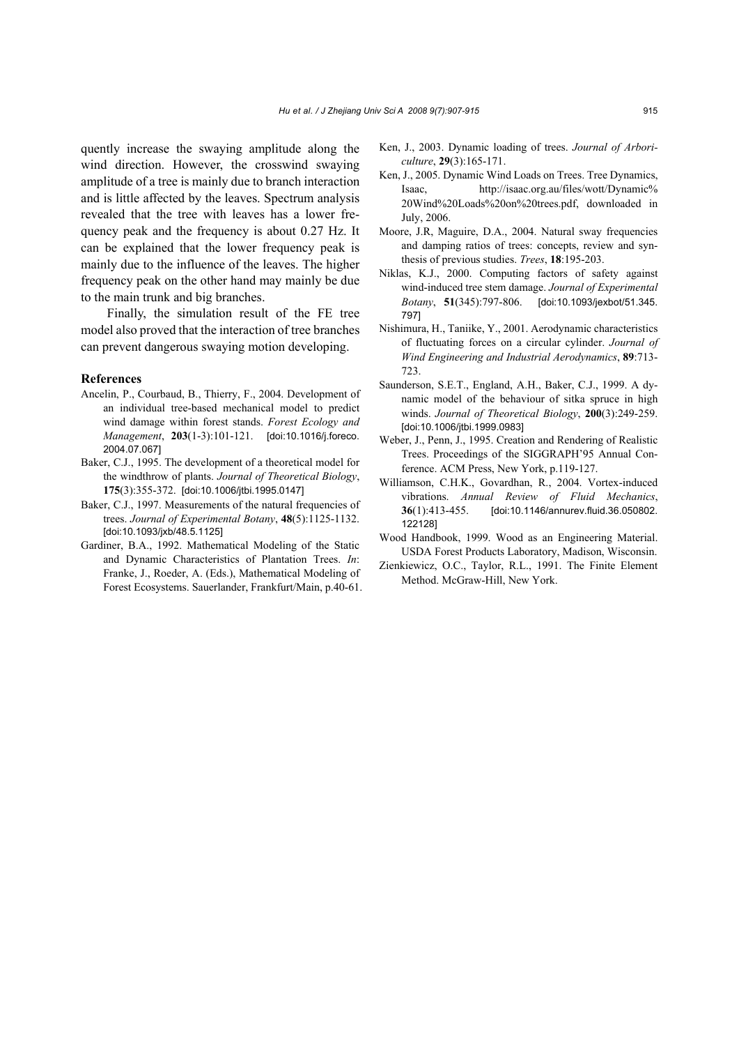quently increase the swaying amplitude along the wind direction. However, the crosswind swaying amplitude of a tree is mainly due to branch interaction and is little affected by the leaves. Spectrum analysis revealed that the tree with leaves has a lower frequency peak and the frequency is about 0.27 Hz. It can be explained that the lower frequency peak is mainly due to the influence of the leaves. The higher frequency peak on the other hand may mainly be due to the main trunk and big branches.

Finally, the simulation result of the FE tree model also proved that the interaction of tree branches can prevent dangerous swaying motion developing.

## References

Ancelin, P., Courbaud, B., Thierry, F., 2004. Development of an individual tree-based mechanical model to predict wind damage within forest stands. *Forest Ecology and Management*, **203**(1-3):101-121. [doi:10.1016/j.foreco.2004.07.067]

Baker, C.J., 1995. The development of a theoretical model for the windthrow of plants. *Journal of Theoretical Biology*, **175**(3):355-372. [doi:10.1006/jtbi.1995.0147]

Baker, C.J., 1997. Measurements of the natural frequencies of trees. *Journal of Experimental Botany*, **48**(5):1125-1132. [doi:10.1093/jxb/48.5.1125]

Gardiner, B.A., 1992. Mathematical Modeling of the Static and Dynamic Characteristics of Plantation Trees. *In*: Franke, J., Roeder, A. (Eds.), Mathematical Modeling of Forest Ecosystems. Sauerlander, Frankfurt/Main, p.40-61.

Ken, J., 2003. Dynamic loading of trees. *Journal of Arboriculture*, **29**(3):165-171.

Ken, J., 2005. Dynamic Wind Loads on Trees. Tree Dynamics, Isaac, http://isaac.org.au/files/wott/Dynamic%20Wind%20Loads%20on%20trees.pdf, downloaded in July, 2006.

Moore, J.R, Maguire, D.A., 2004. Natural sway frequencies and damping ratios of trees: concepts, review and synthesis of previous studies. *Trees*, **18**:195-203.

Niklas, K.J., 2000. Computing factors of safety against wind-induced tree stem damage. *Journal of Experimental Botany*, **51**(345):797-806. [doi:10.1093/jexbot/51.345.797]

Nishimura, H., Taniike, Y., 2001. Aerodynamic characteristics of fluctuating forces on a circular cylinder. *Journal of Wind Engineering and Industrial Aerodynamics*, **89**:713-723.

Saunderson, S.E.T., England, A.H., Baker, C.J., 1999. A dynamic model of the behaviour of sitka spruce in high winds. *Journal of Theoretical Biology*, **200**(3):249-259. [doi:10.1006/jtbi.1999.0983]

Weber, J., Penn, J., 1995. Creation and Rendering of Realistic Trees. Proceedings of the SIGGRAPH'95 Annual Conference. ACM Press, New York, p.119-127.

Williamson, C.H.K., Govardhan, R., 2004. Vortex-induced vibrations. *Annual Review of Fluid Mechanics*, **36**(1):413-455. [doi:10.1146/annurev.fluid.36.050802.122128]

Wood Handbook, 1999. Wood as an Engineering Material. USDA Forest Products Laboratory, Madison, Wisconsin.

Zienkiewicz, O.C., Taylor, R.L., 1991. The Finite Element Method. McGraw-Hill, New York.